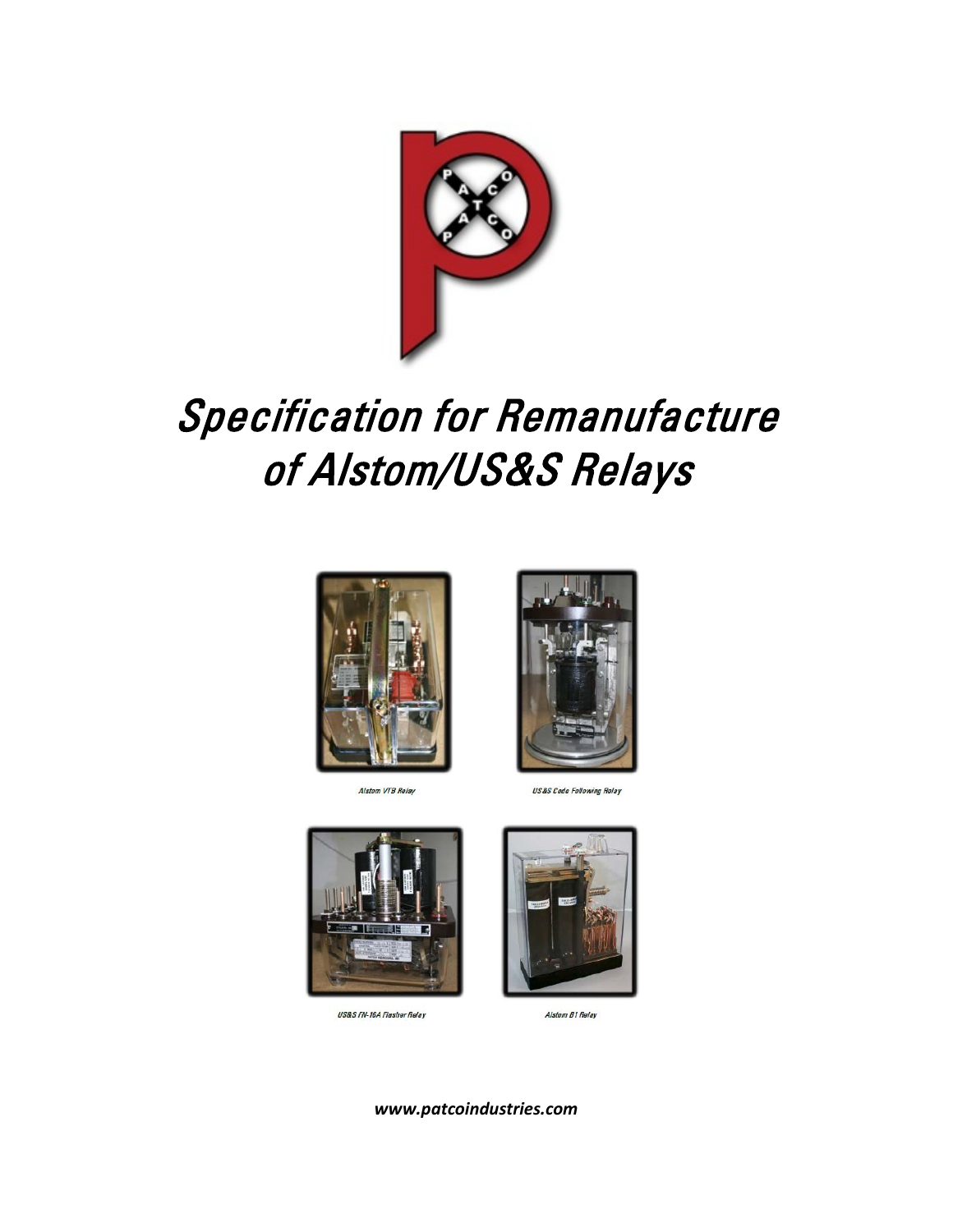# Specification for Remanufacture of Alstom/US&S Relays

Alstom VTB Relay

US&S Code Following Relay

US&S FN-16A Flasher Relay

Alstom B1 Relay

***www.patcoindustries.com***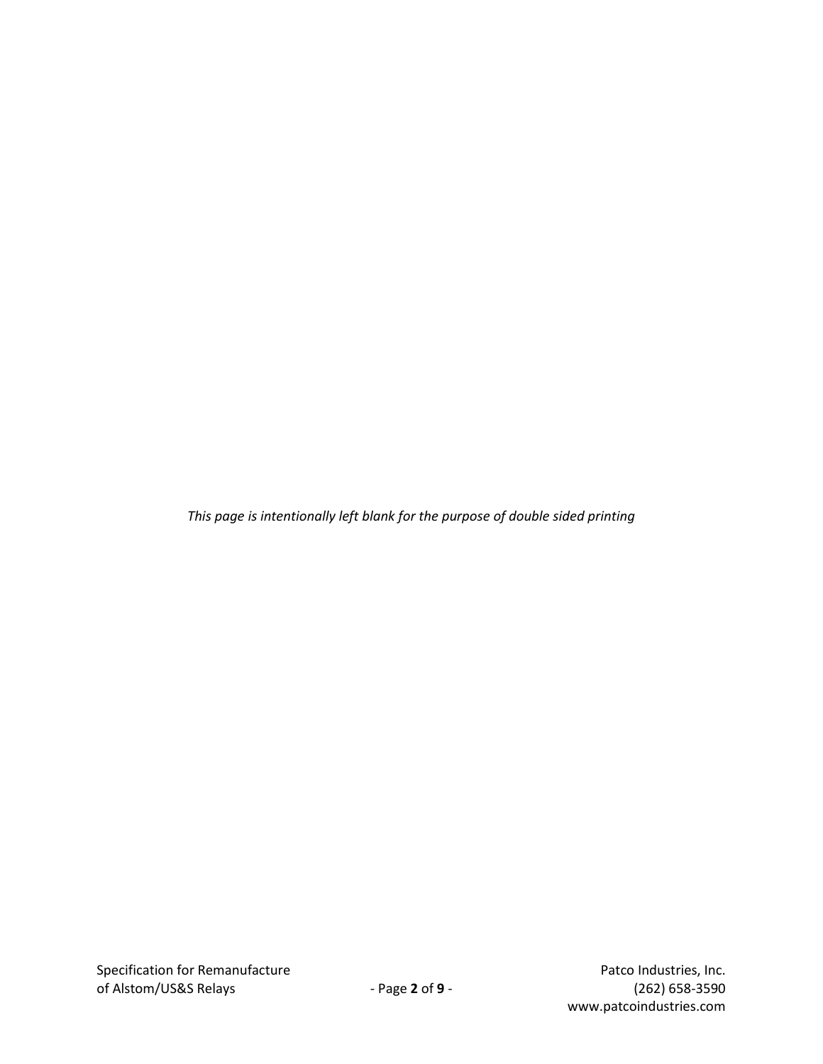*This page is intentionally left blank for the purpose of double sided printing*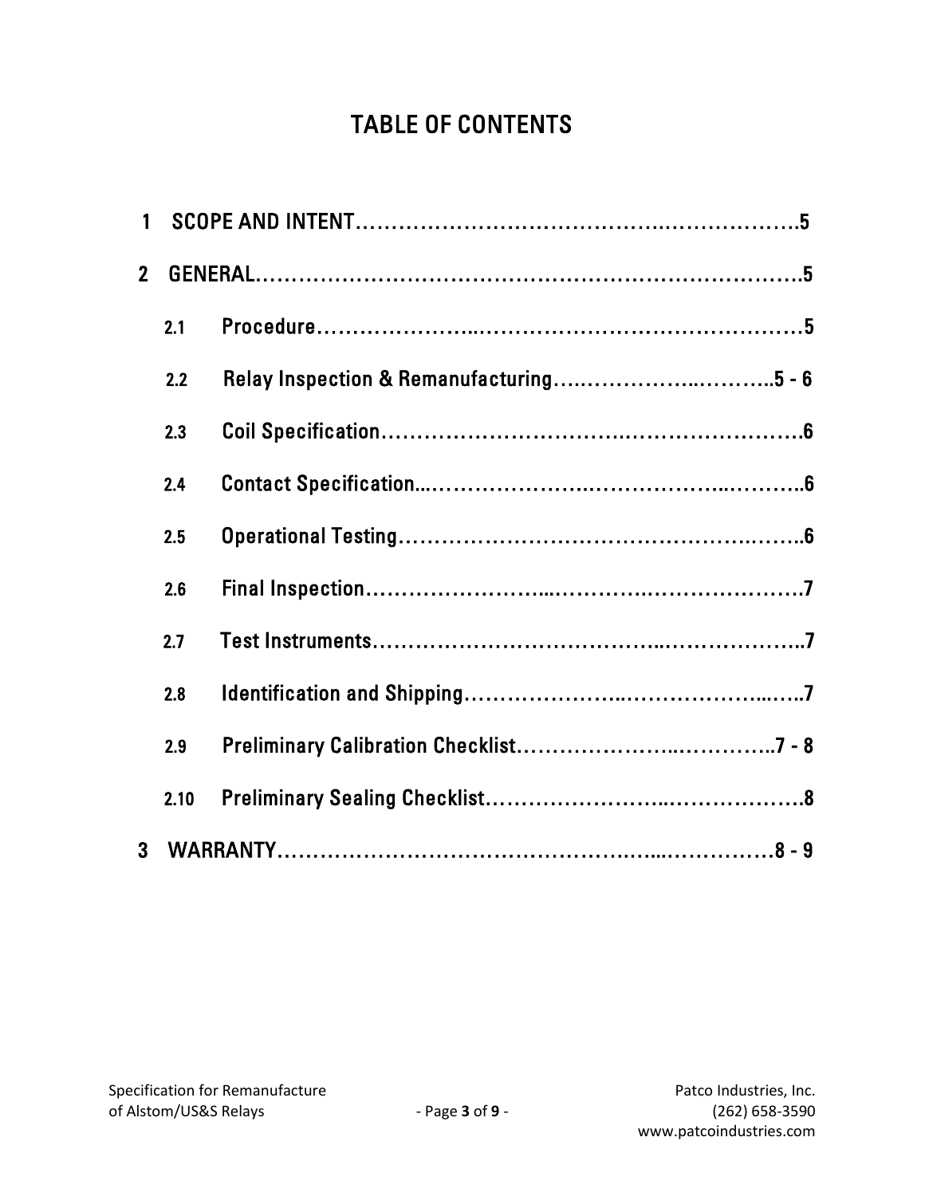# TABLE OF CONTENTS

1 SCOPE AND INTENT……………………………………….……………….5

2 GENERAL………………………………………………………………….5

- 2.1 Procedure…………………..……………………………………………5
- 2.2 Relay Inspection & Remanufacturing…..…………….………..5 - 6
- 2.3 Coil Specification………………………….…………………….6
- 2.4 Contact Specification..………………….……………...………..6
- 2.5 Operational Testing…………………………………………..……..6
- 2.6 Final Inspection…………………...…………..………………….7
- 2.7 Test Instruments……………………………….…..……………..7
- 2.8 Identification and Shipping…………………..………………...…..7
- 2.9 Preliminary Calibration Checklist…………………..…………..7 - 8
- 2.10 Preliminary Sealing Checklist……………………..……………….8

3 WARRANTY……………………………………….…...……………8 - 9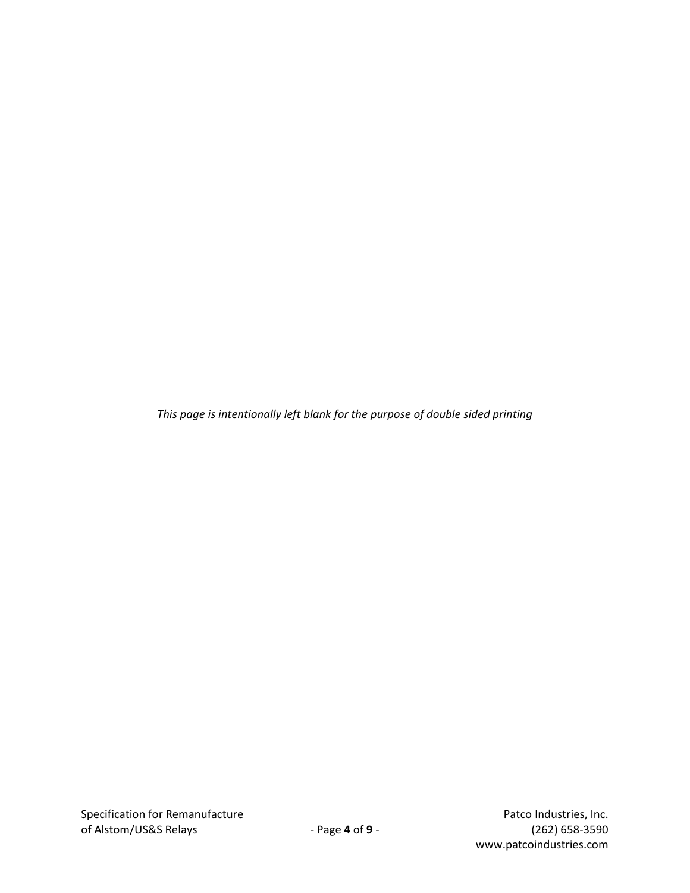*This page is intentionally left blank for the purpose of double sided printing*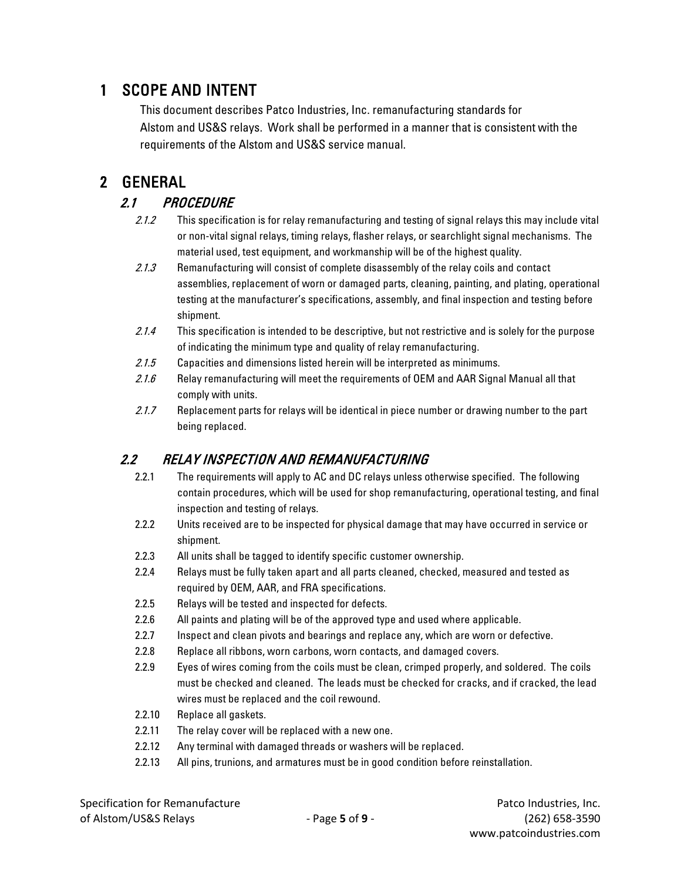# 1 SCOPE AND INTENT

This document describes Patco Industries, Inc. remanufacturing standards for Alstom and US&S relays. Work shall be performed in a manner that is consistent with the requirements of the Alstom and US&S service manual.

# 2 GENERAL

## *2.1 PROCEDURE*

*2.1.2* This specification is for relay remanufacturing and testing of signal relays this may include vital or non-vital signal relays, timing relays, flasher relays, or searchlight signal mechanisms. The material used, test equipment, and workmanship will be of the highest quality.

*2.1.3* Remanufacturing will consist of complete disassembly of the relay coils and contact assemblies, replacement of worn or damaged parts, cleaning, painting, and plating, operational testing at the manufacturer's specifications, assembly, and final inspection and testing before shipment.

*2.1.4* This specification is intended to be descriptive, but not restrictive and is solely for the purpose of indicating the minimum type and quality of relay remanufacturing.

*2.1.5* Capacities and dimensions listed herein will be interpreted as minimums.

*2.1.6* Relay remanufacturing will meet the requirements of OEM and AAR Signal Manual all that comply with units.

*2.1.7* Replacement parts for relays will be identical in piece number or drawing number to the part being replaced.

## *2.2 RELAY INSPECTION AND REMANUFACTURING*

2.2.1 The requirements will apply to AC and DC relays unless otherwise specified. The following contain procedures, which will be used for shop remanufacturing, operational testing, and final inspection and testing of relays.

2.2.2 Units received are to be inspected for physical damage that may have occurred in service or shipment.

2.2.3 All units shall be tagged to identify specific customer ownership.

2.2.4 Relays must be fully taken apart and all parts cleaned, checked, measured and tested as required by OEM, AAR, and FRA specifications.

2.2.5 Relays will be tested and inspected for defects.

2.2.6 All paints and plating will be of the approved type and used where applicable.

2.2.7 Inspect and clean pivots and bearings and replace any, which are worn or defective.

2.2.8 Replace all ribbons, worn carbons, worn contacts, and damaged covers.

2.2.9 Eyes of wires coming from the coils must be clean, crimped properly, and soldered. The coils must be checked and cleaned. The leads must be checked for cracks, and if cracked, the lead wires must be replaced and the coil rewound.

2.2.10 Replace all gaskets.

2.2.11 The relay cover will be replaced with a new one.

2.2.12 Any terminal with damaged threads or washers will be replaced.

2.2.13 All pins, trunions, and armatures must be in good condition before reinstallation.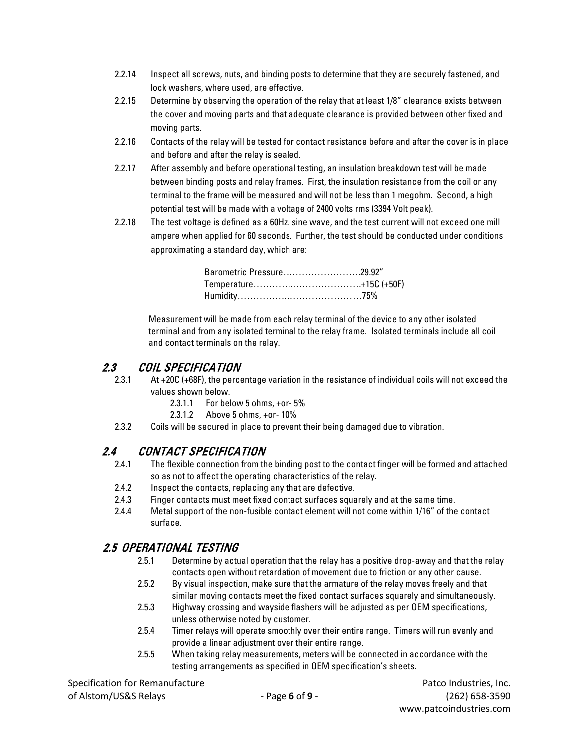2.2.14 Inspect all screws, nuts, and binding posts to determine that they are securely fastened, and lock washers, where used, are effective.

2.2.15 Determine by observing the operation of the relay that at least 1/8" clearance exists between the cover and moving parts and that adequate clearance is provided between other fixed and moving parts.

2.2.16 Contacts of the relay will be tested for contact resistance before and after the cover is in place and before and after the relay is sealed.

2.2.17 After assembly and before operational testing, an insulation breakdown test will be made between binding posts and relay frames. First, the insulation resistance from the coil or any terminal to the frame will be measured and will not be less than 1 megohm. Second, a high potential test will be made with a voltage of 2400 volts rms (3394 Volt peak).

2.2.18 The test voltage is defined as a 60Hz. sine wave, and the test current will not exceed one mill ampere when applied for 60 seconds. Further, the test should be conducted under conditions approximating a standard day, which are:

Barometric Pressure……………………..29.92"
Temperature…………..………………….+15C (+50F)
Humidity……………..……………………75%

Measurement will be made from each relay terminal of the device to any other isolated terminal and from any isolated terminal to the relay frame. Isolated terminals include all coil and contact terminals on the relay.

## *2.3 COIL SPECIFICATION*

2.3.1 At +20C (+68F), the percentage variation in the resistance of individual coils will not exceed the values shown below.

- 2.3.1.1 For below 5 ohms, +or- 5%
- 2.3.1.2 Above 5 ohms, +or- 10%

2.3.2 Coils will be secured in place to prevent their being damaged due to vibration.

## *2.4 CONTACT SPECIFICATION*

2.4.1 The flexible connection from the binding post to the contact finger will be formed and attached so as not to affect the operating characteristics of the relay.

2.4.2 Inspect the contacts, replacing any that are defective.

2.4.3 Finger contacts must meet fixed contact surfaces squarely and at the same time.

2.4.4 Metal support of the non-fusible contact element will not come within 1/16" of the contact surface.

## *2.5 OPERATIONAL TESTING*

2.5.1 Determine by actual operation that the relay has a positive drop-away and that the relay contacts open without retardation of movement due to friction or any other cause.

2.5.2 By visual inspection, make sure that the armature of the relay moves freely and that similar moving contacts meet the fixed contact surfaces squarely and simultaneously.

2.5.3 Highway crossing and wayside flashers will be adjusted as per OEM specifications, unless otherwise noted by customer.

2.5.4 Timer relays will operate smoothly over their entire range. Timers will run evenly and provide a linear adjustment over their entire range.

2.5.5 When taking relay measurements, meters will be connected in accordance with the testing arrangements as specified in OEM specification's sheets.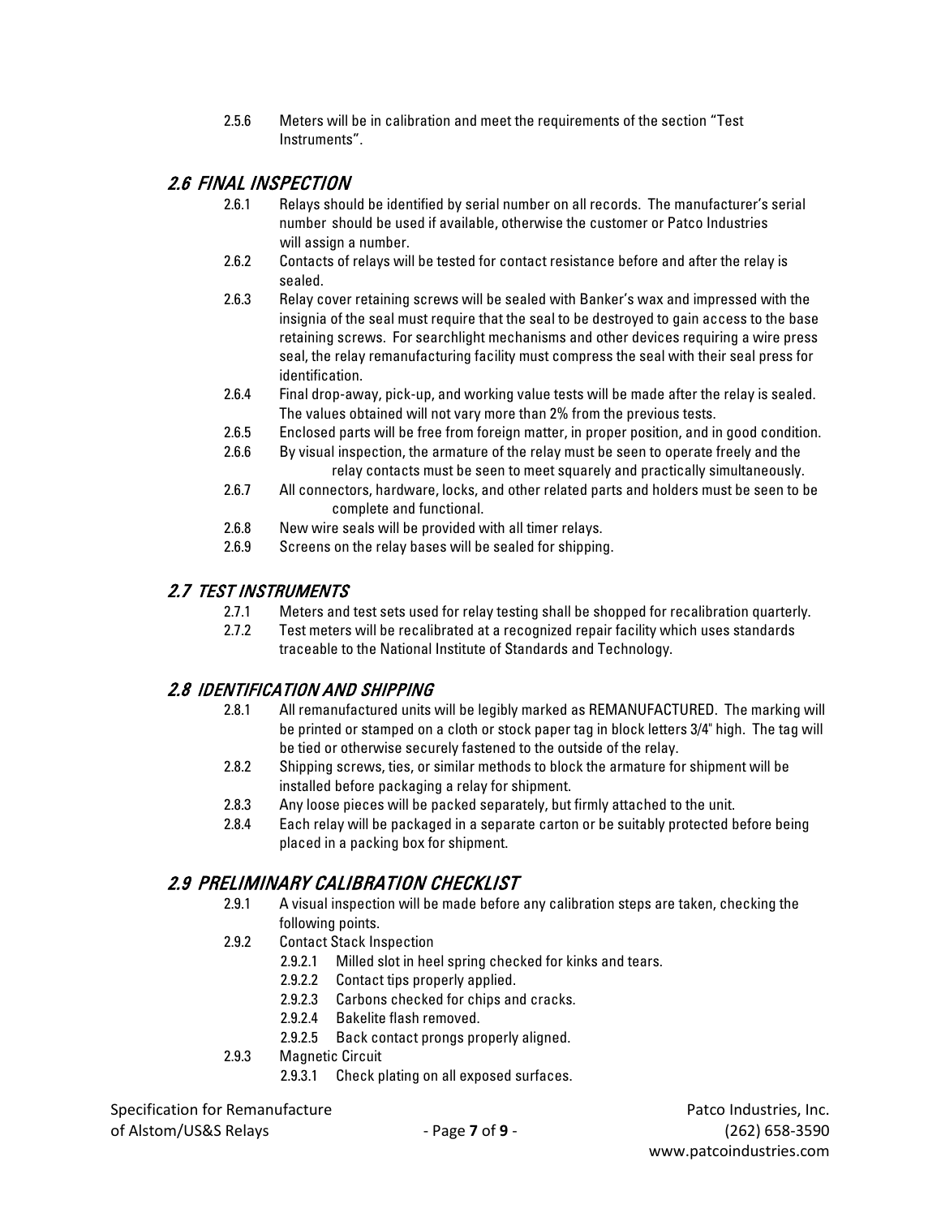2.5.6 Meters will be in calibration and meet the requirements of the section "Test Instruments".

## *2.6 FINAL INSPECTION*

2.6.1 Relays should be identified by serial number on all records. The manufacturer's serial number should be used if available, otherwise the customer or Patco Industries will assign a number.

2.6.2 Contacts of relays will be tested for contact resistance before and after the relay is sealed.

2.6.3 Relay cover retaining screws will be sealed with Banker's wax and impressed with the insignia of the seal must require that the seal to be destroyed to gain access to the base retaining screws. For searchlight mechanisms and other devices requiring a wire press seal, the relay remanufacturing facility must compress the seal with their seal press for identification.

2.6.4 Final drop-away, pick-up, and working value tests will be made after the relay is sealed. The values obtained will not vary more than 2% from the previous tests.

2.6.5 Enclosed parts will be free from foreign matter, in proper position, and in good condition.

2.6.6 By visual inspection, the armature of the relay must be seen to operate freely and the relay contacts must be seen to meet squarely and practically simultaneously.

2.6.7 All connectors, hardware, locks, and other related parts and holders must be seen to be complete and functional.

2.6.8 New wire seals will be provided with all timer relays.

2.6.9 Screens on the relay bases will be sealed for shipping.

## *2.7 TEST INSTRUMENTS*

2.7.1 Meters and test sets used for relay testing shall be shopped for recalibration quarterly.

2.7.2 Test meters will be recalibrated at a recognized repair facility which uses standards traceable to the National Institute of Standards and Technology.

## *2.8 IDENTIFICATION AND SHIPPING*

2.8.1 All remanufactured units will be legibly marked as REMANUFACTURED. The marking will be printed or stamped on a cloth or stock paper tag in block letters 3/4" high. The tag will be tied or otherwise securely fastened to the outside of the relay.

2.8.2 Shipping screws, ties, or similar methods to block the armature for shipment will be installed before packaging a relay for shipment.

2.8.3 Any loose pieces will be packed separately, but firmly attached to the unit.

2.8.4 Each relay will be packaged in a separate carton or be suitably protected before being placed in a packing box for shipment.

## *2.9 PRELIMINARY CALIBRATION CHECKLIST*

2.9.1 A visual inspection will be made before any calibration steps are taken, checking the following points.

2.9.2 Contact Stack Inspection

- 2.9.2.1 Milled slot in heel spring checked for kinks and tears.
- 2.9.2.2 Contact tips properly applied.
- 2.9.2.3 Carbons checked for chips and cracks.
- 2.9.2.4 Bakelite flash removed.
- 2.9.2.5 Back contact prongs properly aligned.

2.9.3 Magnetic Circuit

- 2.9.3.1 Check plating on all exposed surfaces.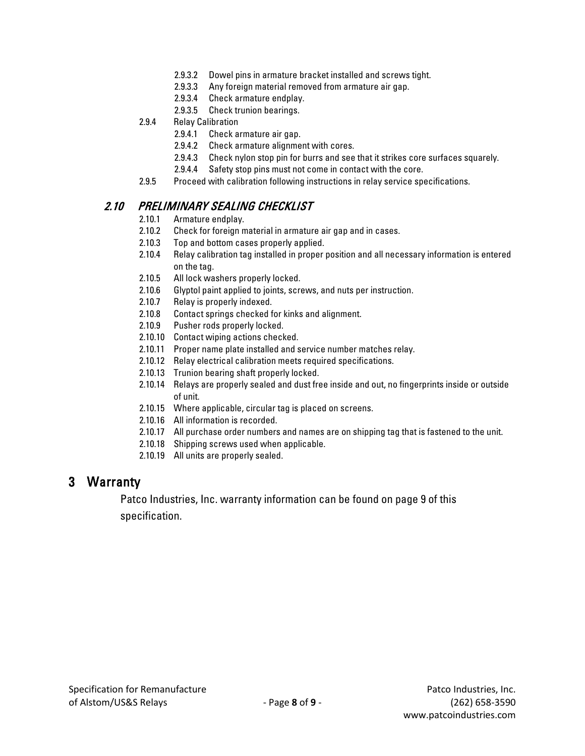- 2.9.3.2 Dowel pins in armature bracket installed and screws tight.
- 2.9.3.3 Any foreign material removed from armature air gap.
- 2.9.3.4 Check armature endplay.
- 2.9.3.5 Check trunion bearings.

2.9.4 Relay Calibration

- 2.9.4.1 Check armature air gap.
- 2.9.4.2 Check armature alignment with cores.
- 2.9.4.3 Check nylon stop pin for burrs and see that it strikes core surfaces squarely.
- 2.9.4.4 Safety stop pins must not come in contact with the core.

2.9.5 Proceed with calibration following instructions in relay service specifications.

### *2.10 PRELIMINARY SEALING CHECKLIST*

- 2.10.1 Armature endplay.
- 2.10.2 Check for foreign material in armature air gap and in cases.
- 2.10.3 Top and bottom cases properly applied.
- 2.10.4 Relay calibration tag installed in proper position and all necessary information is entered on the tag.
- 2.10.5 All lock washers properly locked.
- 2.10.6 Glyptol paint applied to joints, screws, and nuts per instruction.
- 2.10.7 Relay is properly indexed.
- 2.10.8 Contact springs checked for kinks and alignment.
- 2.10.9 Pusher rods properly locked.
- 2.10.10 Contact wiping actions checked.
- 2.10.11 Proper name plate installed and service number matches relay.
- 2.10.12 Relay electrical calibration meets required specifications.
- 2.10.13 Trunion bearing shaft properly locked.
- 2.10.14 Relays are properly sealed and dust free inside and out, no fingerprints inside or outside of unit.
- 2.10.15 Where applicable, circular tag is placed on screens.
- 2.10.16 All information is recorded.
- 2.10.17 All purchase order numbers and names are on shipping tag that is fastened to the unit.
- 2.10.18 Shipping screws used when applicable.
- 2.10.19 All units are properly sealed.

## 3 Warranty

Patco Industries, Inc. warranty information can be found on page 9 of this specification.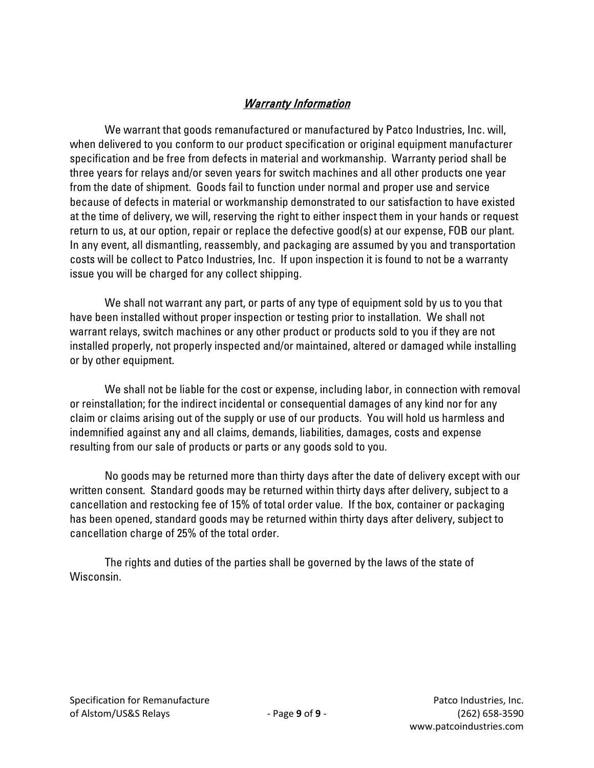## *Warranty Information*

We warrant that goods remanufactured or manufactured by Patco Industries, Inc. will, when delivered to you conform to our product specification or original equipment manufacturer specification and be free from defects in material and workmanship. Warranty period shall be three years for relays and/or seven years for switch machines and all other products one year from the date of shipment. Goods fail to function under normal and proper use and service because of defects in material or workmanship demonstrated to our satisfaction to have existed at the time of delivery, we will, reserving the right to either inspect them in your hands or request return to us, at our option, repair or replace the defective good(s) at our expense, FOB our plant. In any event, all dismantling, reassembly, and packaging are assumed by you and transportation costs will be collect to Patco Industries, Inc. If upon inspection it is found to not be a warranty issue you will be charged for any collect shipping.

We shall not warrant any part, or parts of any type of equipment sold by us to you that have been installed without proper inspection or testing prior to installation. We shall not warrant relays, switch machines or any other product or products sold to you if they are not installed properly, not properly inspected and/or maintained, altered or damaged while installing or by other equipment.

We shall not be liable for the cost or expense, including labor, in connection with removal or reinstallation; for the indirect incidental or consequential damages of any kind nor for any claim or claims arising out of the supply or use of our products. You will hold us harmless and indemnified against any and all claims, demands, liabilities, damages, costs and expense resulting from our sale of products or parts or any goods sold to you.

No goods may be returned more than thirty days after the date of delivery except with our written consent. Standard goods may be returned within thirty days after delivery, subject to a cancellation and restocking fee of 15% of total order value. If the box, container or packaging has been opened, standard goods may be returned within thirty days after delivery, subject to cancellation charge of 25% of the total order.

The rights and duties of the parties shall be governed by the laws of the state of Wisconsin.